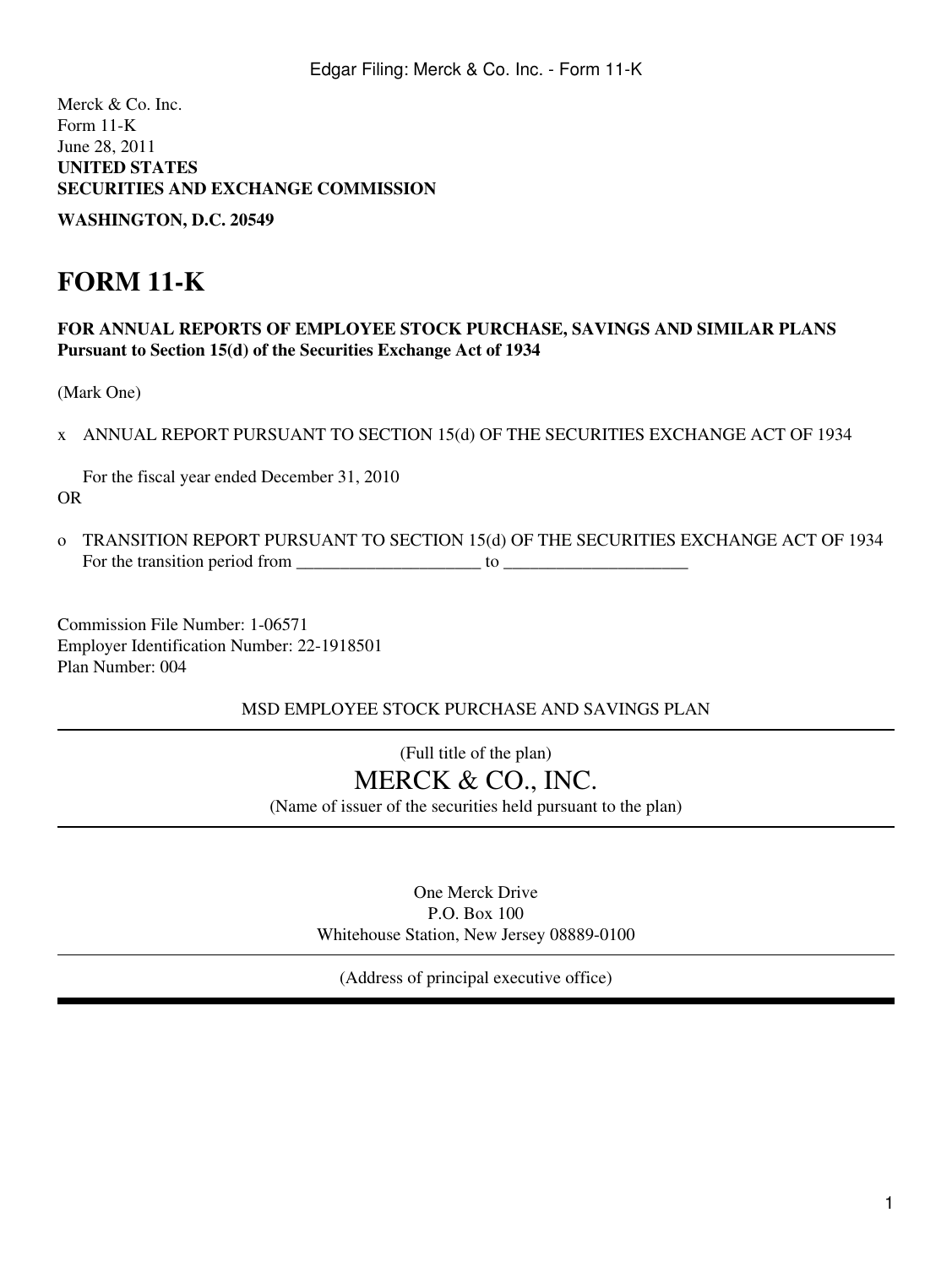Merck & Co. Inc.
Form 11-K
June 28, 2011
**UNITED STATES**
**SECURITIES AND EXCHANGE COMMISSION**

**WASHINGTON, D.C. 20549**

# FORM 11-K

**FOR ANNUAL REPORTS OF EMPLOYEE STOCK PURCHASE, SAVINGS AND SIMILAR PLANS**
**Pursuant to Section 15(d) of the Securities Exchange Act of 1934**

(Mark One)

x ANNUAL REPORT PURSUANT TO SECTION 15(d) OF THE SECURITIES EXCHANGE ACT OF 1934

For the fiscal year ended December 31, 2010

OR

o TRANSITION REPORT PURSUANT TO SECTION 15(d) OF THE SECURITIES EXCHANGE ACT OF 1934
For the transition period from _____________________ to _____________________

Commission File Number: 1-06571
Employer Identification Number: 22-1918501
Plan Number: 004

MSD EMPLOYEE STOCK PURCHASE AND SAVINGS PLAN

(Full title of the plan)

MERCK & CO., INC.

(Name of issuer of the securities held pursuant to the plan)

One Merck Drive
P.O. Box 100
Whitehouse Station, New Jersey 08889-0100

(Address of principal executive office)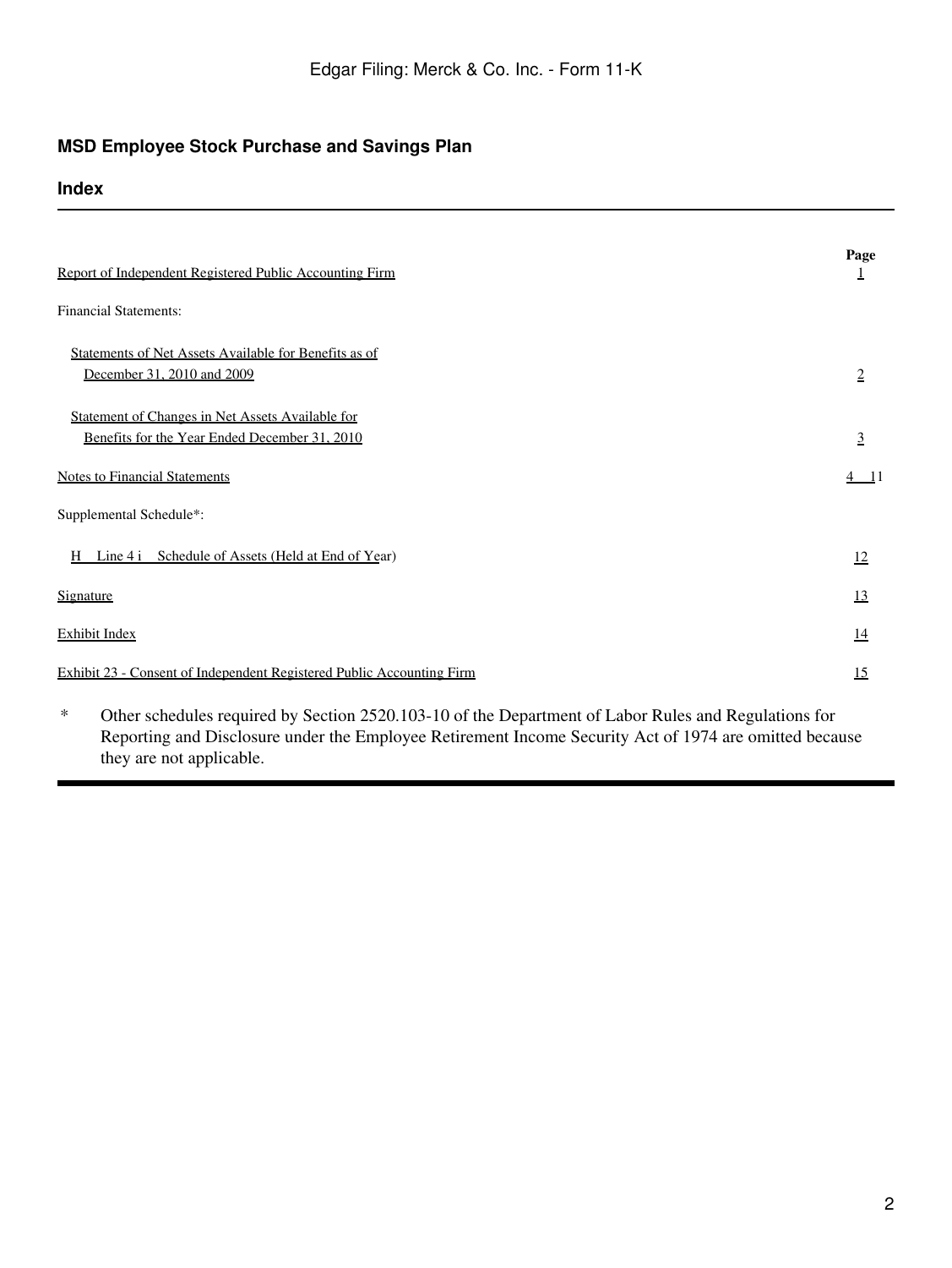## MSD Employee Stock Purchase and Savings Plan

## Index

| | Page |
|---|---|
| Report of Independent Registered Public Accounting Firm | 1 |
| Financial Statements: | |
| Statements of Net Assets Available for Benefits as of December 31, 2010 and 2009 | 2 |
| Statement of Changes in Net Assets Available for Benefits for the Year Ended December 31, 2010 | 3 |
| Notes to Financial Statements | 4 11 |
| Supplemental Schedule*: | |
| H Line 4 i Schedule of Assets (Held at End of Year) | 12 |
| Signature | 13 |
| Exhibit Index | 14 |
| Exhibit 23 - Consent of Independent Registered Public Accounting Firm | 15 |

\* Other schedules required by Section 2520.103-10 of the Department of Labor Rules and Regulations for Reporting and Disclosure under the Employee Retirement Income Security Act of 1974 are omitted because they are not applicable.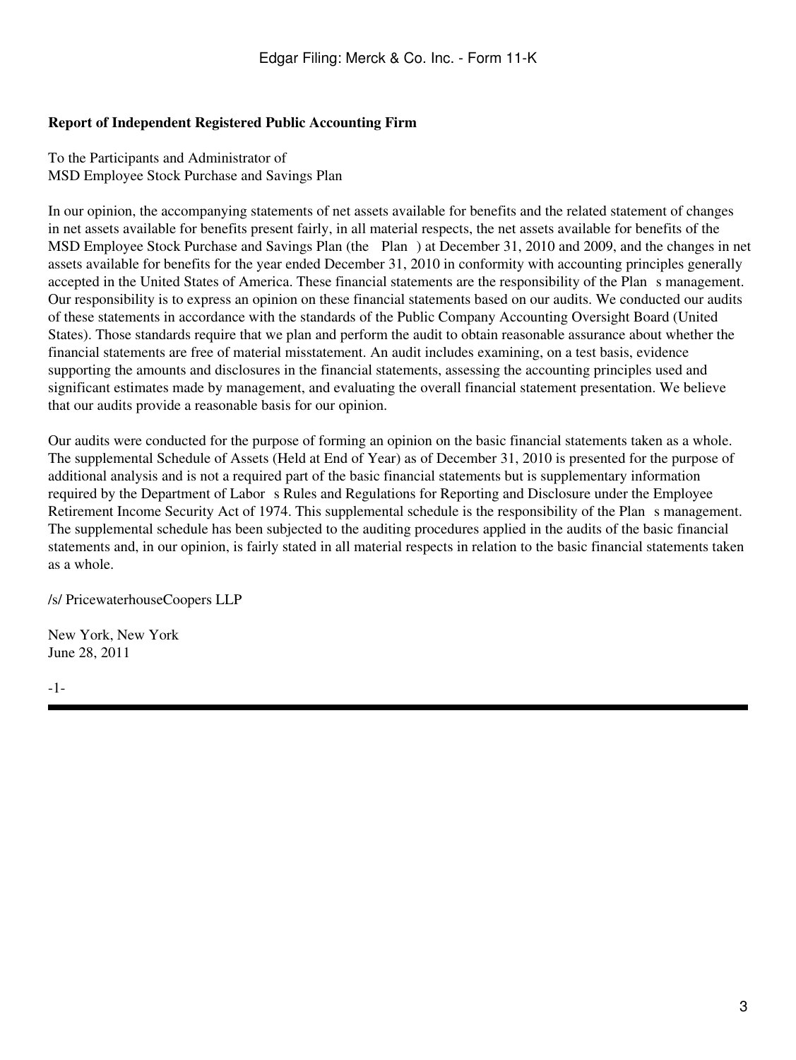**Report of Independent Registered Public Accounting Firm**

To the Participants and Administrator of
MSD Employee Stock Purchase and Savings Plan

In our opinion, the accompanying statements of net assets available for benefits and the related statement of changes in net assets available for benefits present fairly, in all material respects, the net assets available for benefits of the MSD Employee Stock Purchase and Savings Plan (the Plan ) at December 31, 2010 and 2009, and the changes in net assets available for benefits for the year ended December 31, 2010 in conformity with accounting principles generally accepted in the United States of America. These financial statements are the responsibility of the Plan s management. Our responsibility is to express an opinion on these financial statements based on our audits. We conducted our audits of these statements in accordance with the standards of the Public Company Accounting Oversight Board (United States). Those standards require that we plan and perform the audit to obtain reasonable assurance about whether the financial statements are free of material misstatement. An audit includes examining, on a test basis, evidence supporting the amounts and disclosures in the financial statements, assessing the accounting principles used and significant estimates made by management, and evaluating the overall financial statement presentation. We believe that our audits provide a reasonable basis for our opinion.

Our audits were conducted for the purpose of forming an opinion on the basic financial statements taken as a whole. The supplemental Schedule of Assets (Held at End of Year) as of December 31, 2010 is presented for the purpose of additional analysis and is not a required part of the basic financial statements but is supplementary information required by the Department of Labor s Rules and Regulations for Reporting and Disclosure under the Employee Retirement Income Security Act of 1974. This supplemental schedule is the responsibility of the Plan s management. The supplemental schedule has been subjected to the auditing procedures applied in the audits of the basic financial statements and, in our opinion, is fairly stated in all material respects in relation to the basic financial statements taken as a whole.

/s/ PricewaterhouseCoopers LLP

New York, New York
June 28, 2011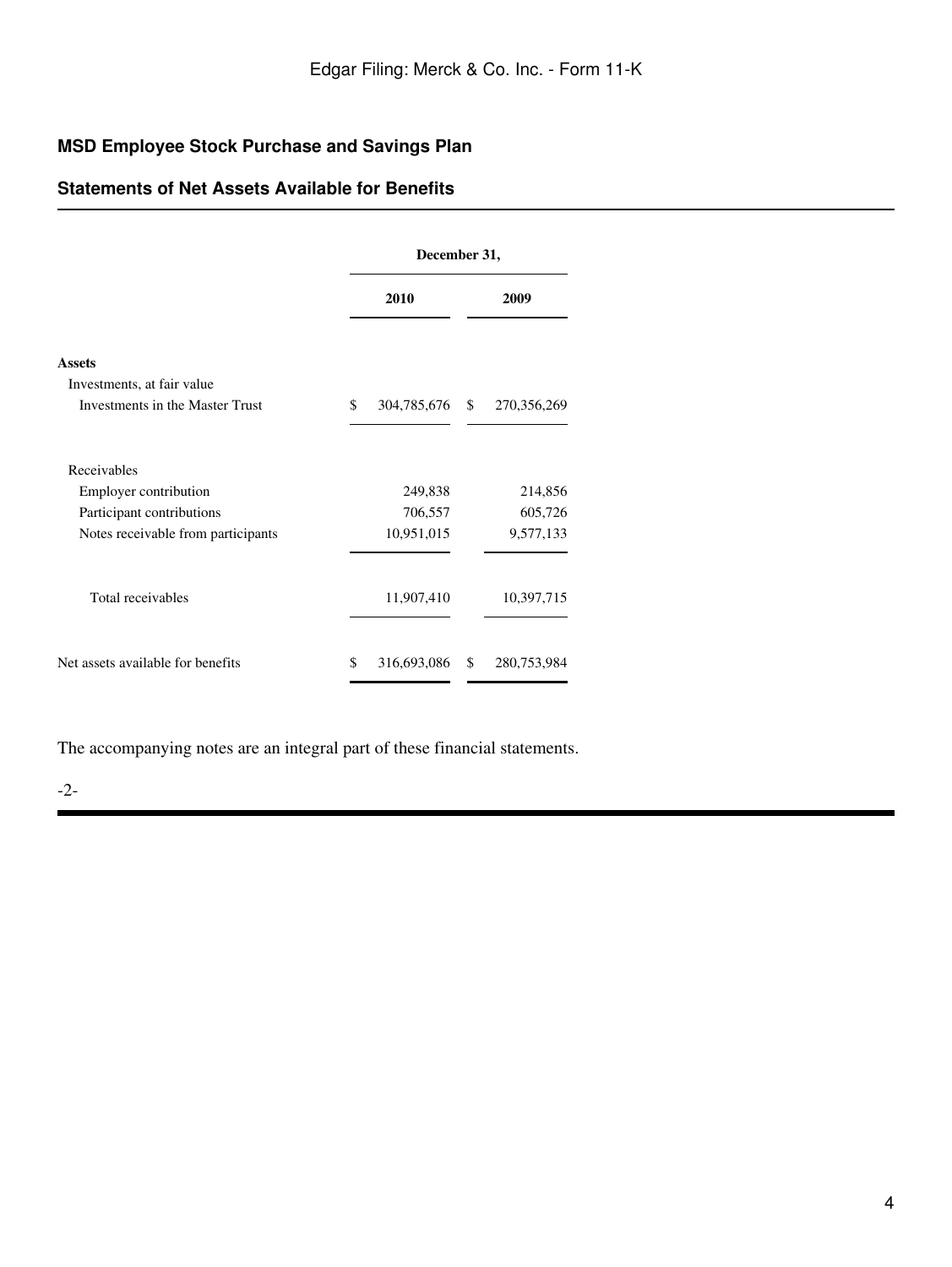## MSD Employee Stock Purchase and Savings Plan

## Statements of Net Assets Available for Benefits

| | December 31, | |
|---|---|---|
| | 2010 | 2009 |
| **Assets** | | |
| Investments, at fair value | | |
| Investments in the Master Trust | $ 304,785,676 | $ 270,356,269 |
| Receivables | | |
| Employer contribution | 249,838 | 214,856 |
| Participant contributions | 706,557 | 605,726 |
| Notes receivable from participants | 10,951,015 | 9,577,133 |
| Total receivables | 11,907,410 | 10,397,715 |
| Net assets available for benefits | $ 316,693,086 | $ 280,753,984 |

The accompanying notes are an integral part of these financial statements.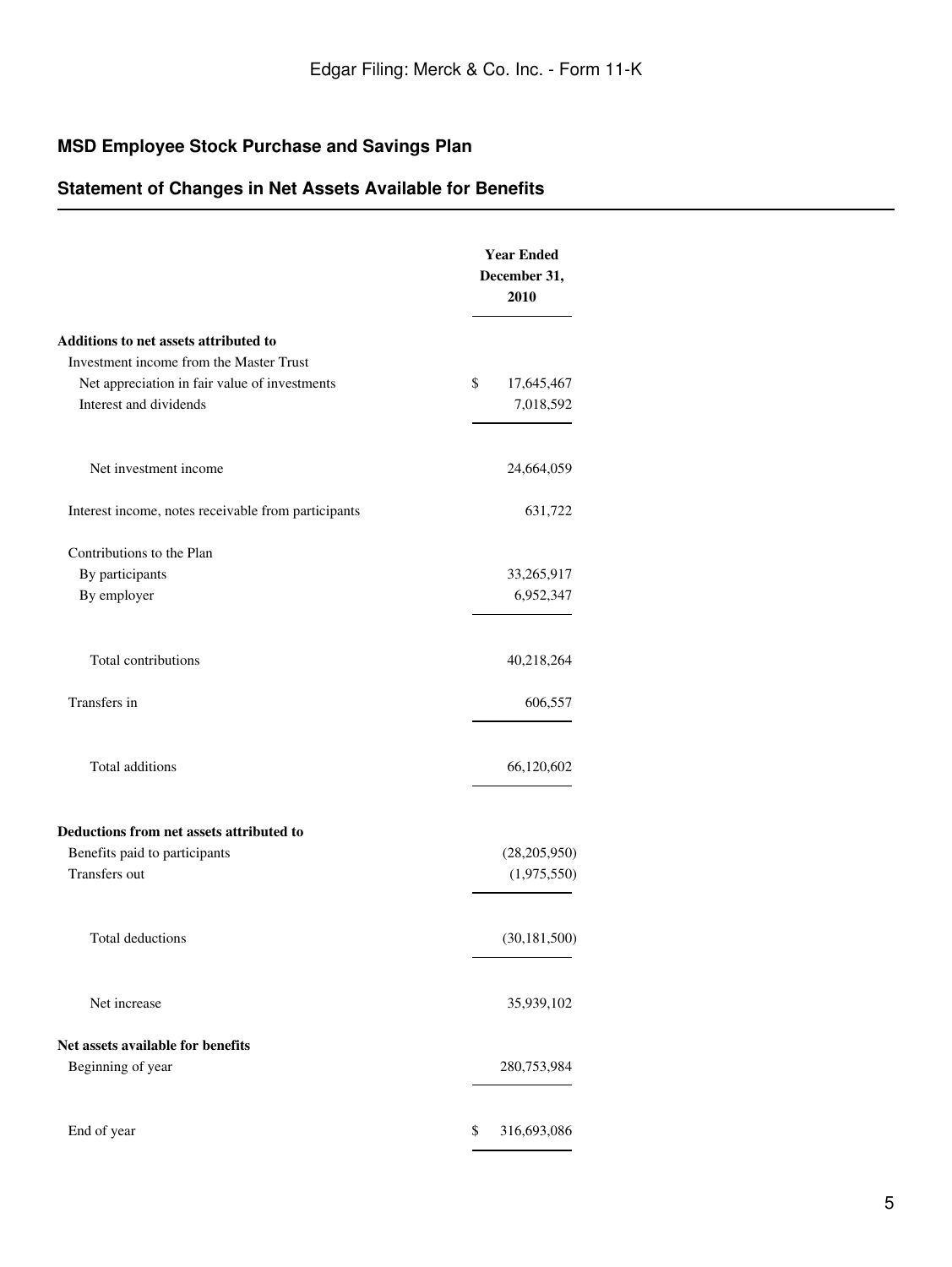## MSD Employee Stock Purchase and Savings Plan

## Statement of Changes in Net Assets Available for Benefits

| | Year Ended December 31, 2010 |
|---|---|
| **Additions to net assets attributed to** | |
| Investment income from the Master Trust | |
| Net appreciation in fair value of investments | $ 17,645,467 |
| Interest and dividends | 7,018,592 |
| Net investment income | 24,664,059 |
| Interest income, notes receivable from participants | 631,722 |
| Contributions to the Plan | |
| By participants | 33,265,917 |
| By employer | 6,952,347 |
| Total contributions | 40,218,264 |
| Transfers in | 606,557 |
| Total additions | 66,120,602 |
| **Deductions from net assets attributed to** | |
| Benefits paid to participants | (28,205,950) |
| Transfers out | (1,975,550) |
| Total deductions | (30,181,500) |
| Net increase | 35,939,102 |
| **Net assets available for benefits** | |
| Beginning of year | 280,753,984 |
| End of year | $ 316,693,086 |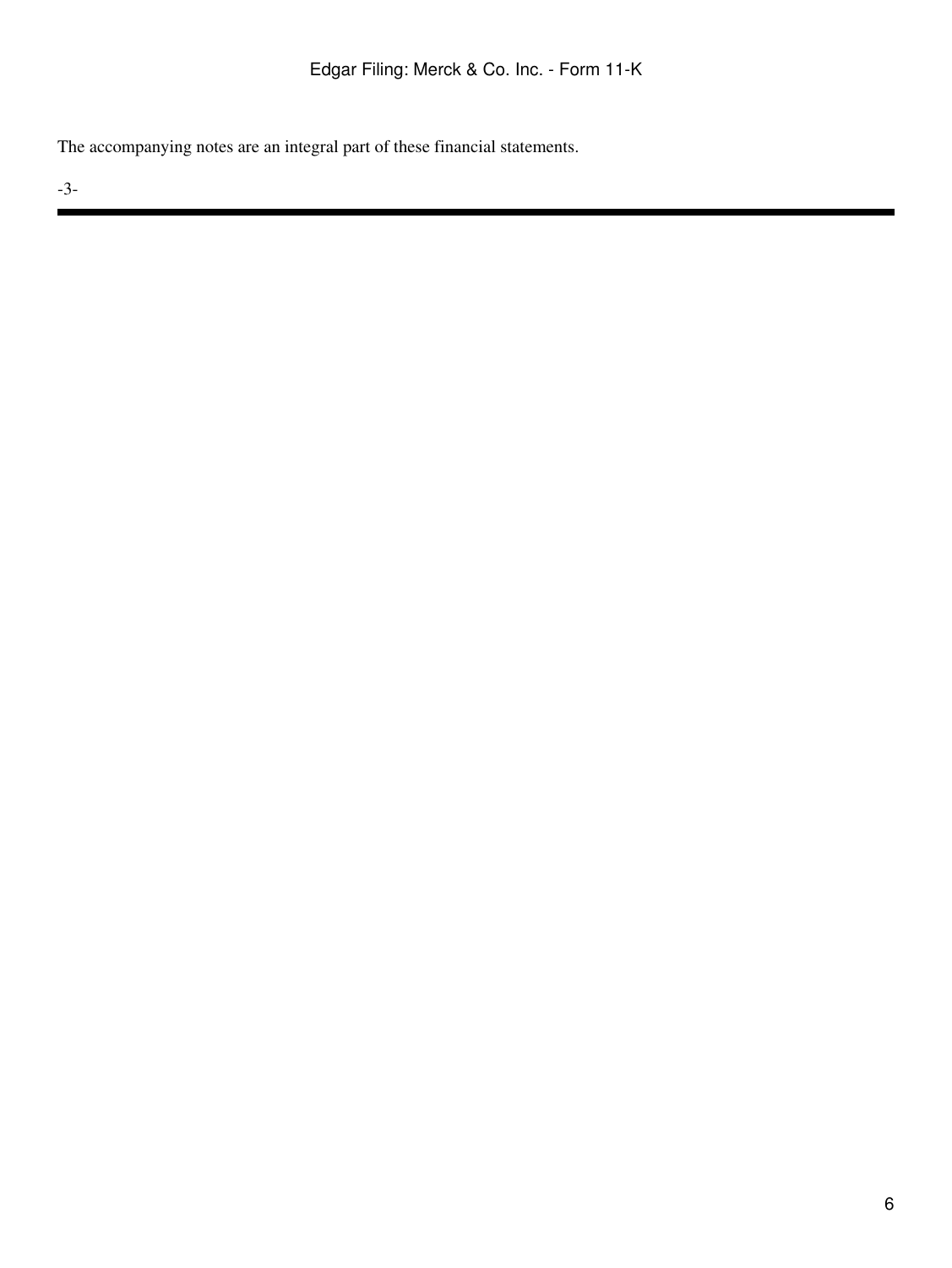The accompanying notes are an integral part of these financial statements.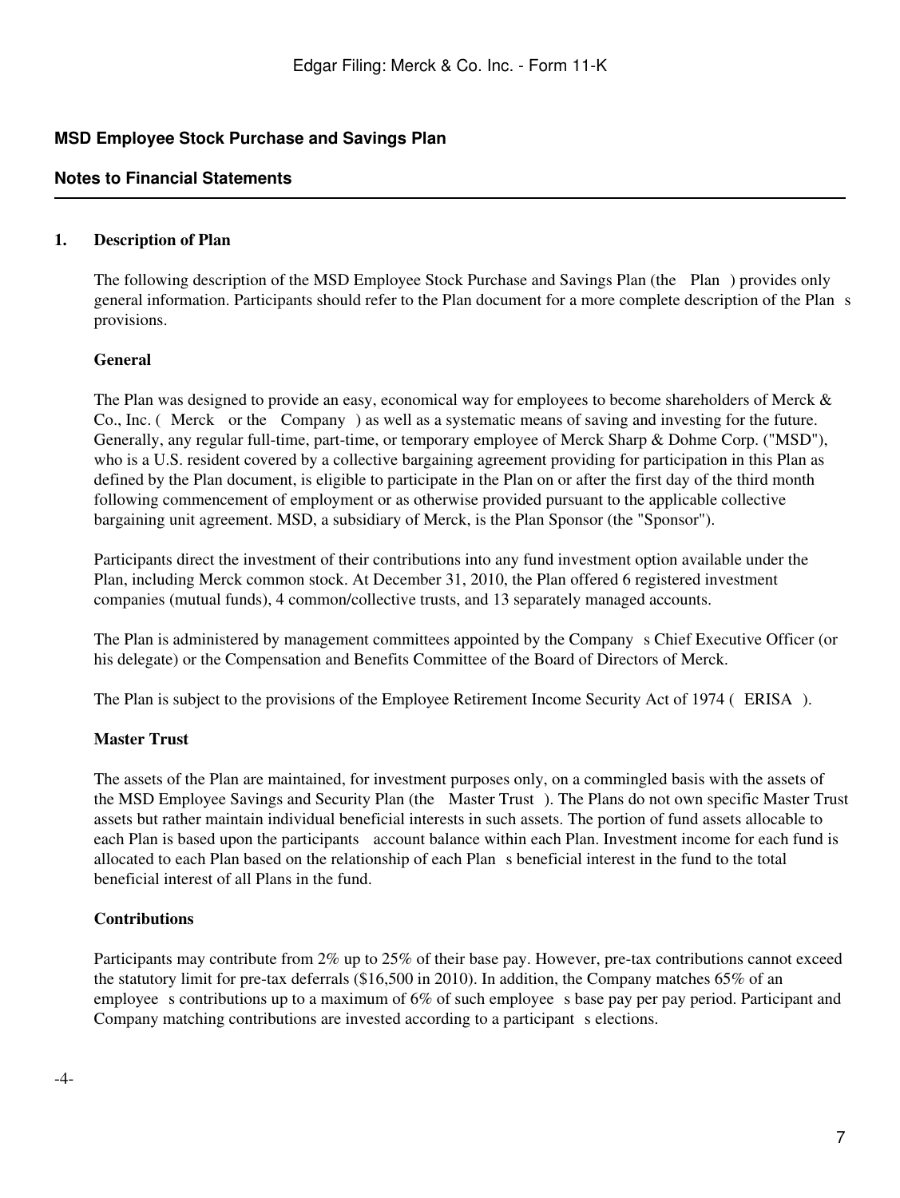## MSD Employee Stock Purchase and Savings Plan

## Notes to Financial Statements

### 1. Description of Plan

The following description of the MSD Employee Stock Purchase and Savings Plan (the Plan ) provides only general information. Participants should refer to the Plan document for a more complete description of the Plan s provisions.

#### General

The Plan was designed to provide an easy, economical way for employees to become shareholders of Merck & Co., Inc. ( Merck or the Company ) as well as a systematic means of saving and investing for the future. Generally, any regular full-time, part-time, or temporary employee of Merck Sharp & Dohme Corp. ("MSD"), who is a U.S. resident covered by a collective bargaining agreement providing for participation in this Plan as defined by the Plan document, is eligible to participate in the Plan on or after the first day of the third month following commencement of employment or as otherwise provided pursuant to the applicable collective bargaining unit agreement. MSD, a subsidiary of Merck, is the Plan Sponsor (the "Sponsor").

Participants direct the investment of their contributions into any fund investment option available under the Plan, including Merck common stock. At December 31, 2010, the Plan offered 6 registered investment companies (mutual funds), 4 common/collective trusts, and 13 separately managed accounts.

The Plan is administered by management committees appointed by the Company s Chief Executive Officer (or his delegate) or the Compensation and Benefits Committee of the Board of Directors of Merck.

The Plan is subject to the provisions of the Employee Retirement Income Security Act of 1974 ( ERISA ).

#### Master Trust

The assets of the Plan are maintained, for investment purposes only, on a commingled basis with the assets of the MSD Employee Savings and Security Plan (the Master Trust ). The Plans do not own specific Master Trust assets but rather maintain individual beneficial interests in such assets. The portion of fund assets allocable to each Plan is based upon the participants account balance within each Plan. Investment income for each fund is allocated to each Plan based on the relationship of each Plan s beneficial interest in the fund to the total beneficial interest of all Plans in the fund.

#### Contributions

Participants may contribute from 2% up to 25% of their base pay. However, pre-tax contributions cannot exceed the statutory limit for pre-tax deferrals ($16,500 in 2010). In addition, the Company matches 65% of an employee s contributions up to a maximum of 6% of such employee s base pay per pay period. Participant and Company matching contributions are invested according to a participant s elections.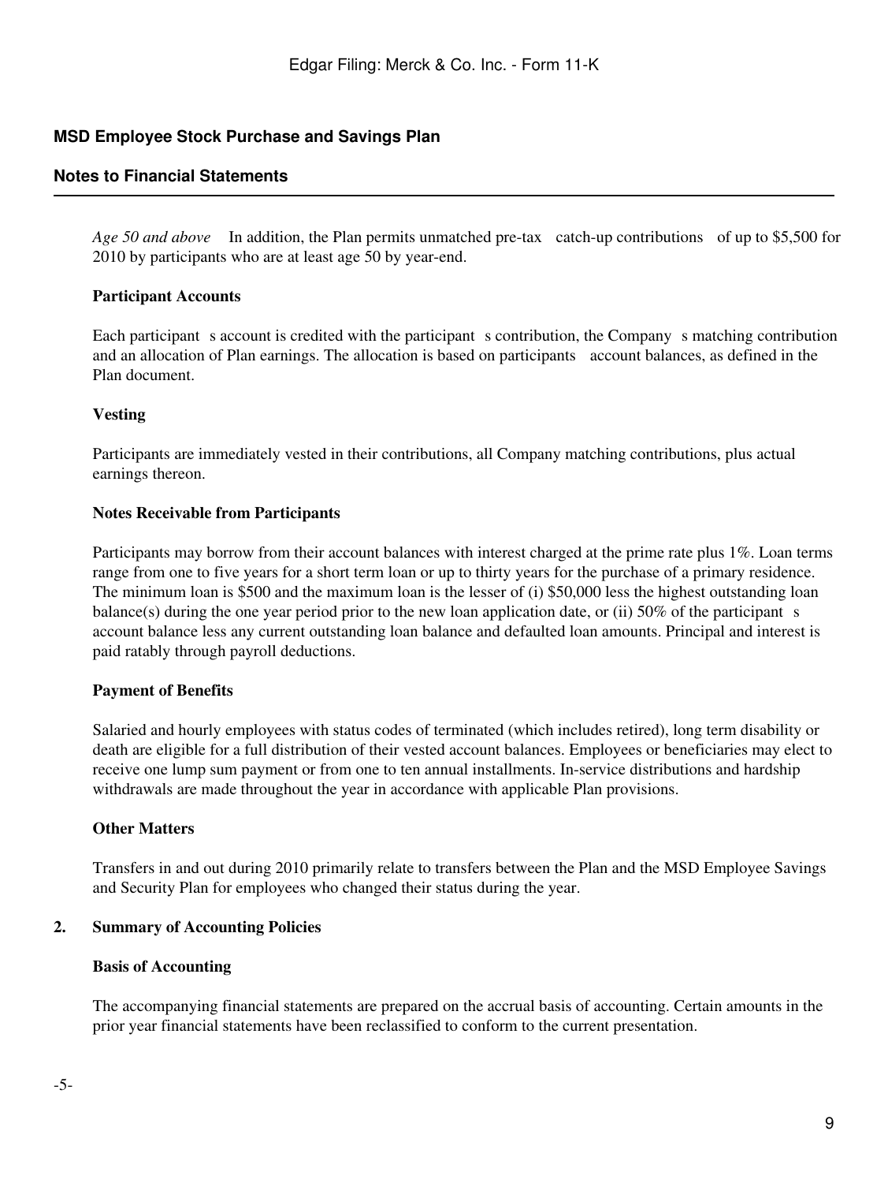## MSD Employee Stock Purchase and Savings Plan

## Notes to Financial Statements

*Age 50 and above* In addition, the Plan permits unmatched pre-tax catch-up contributions of up to $5,500 for 2010 by participants who are at least age 50 by year-end.

**Participant Accounts**

Each participant s account is credited with the participant s contribution, the Company s matching contribution and an allocation of Plan earnings. The allocation is based on participants account balances, as defined in the Plan document.

**Vesting**

Participants are immediately vested in their contributions, all Company matching contributions, plus actual earnings thereon.

**Notes Receivable from Participants**

Participants may borrow from their account balances with interest charged at the prime rate plus 1%. Loan terms range from one to five years for a short term loan or up to thirty years for the purchase of a primary residence. The minimum loan is $500 and the maximum loan is the lesser of (i) $50,000 less the highest outstanding loan balance(s) during the one year period prior to the new loan application date, or (ii) 50% of the participant s account balance less any current outstanding loan balance and defaulted loan amounts. Principal and interest is paid ratably through payroll deductions.

**Payment of Benefits**

Salaried and hourly employees with status codes of terminated (which includes retired), long term disability or death are eligible for a full distribution of their vested account balances. Employees or beneficiaries may elect to receive one lump sum payment or from one to ten annual installments. In-service distributions and hardship withdrawals are made throughout the year in accordance with applicable Plan provisions.

**Other Matters**

Transfers in and out during 2010 primarily relate to transfers between the Plan and the MSD Employee Savings and Security Plan for employees who changed their status during the year.

### 2. Summary of Accounting Policies

**Basis of Accounting**

The accompanying financial statements are prepared on the accrual basis of accounting. Certain amounts in the prior year financial statements have been reclassified to conform to the current presentation.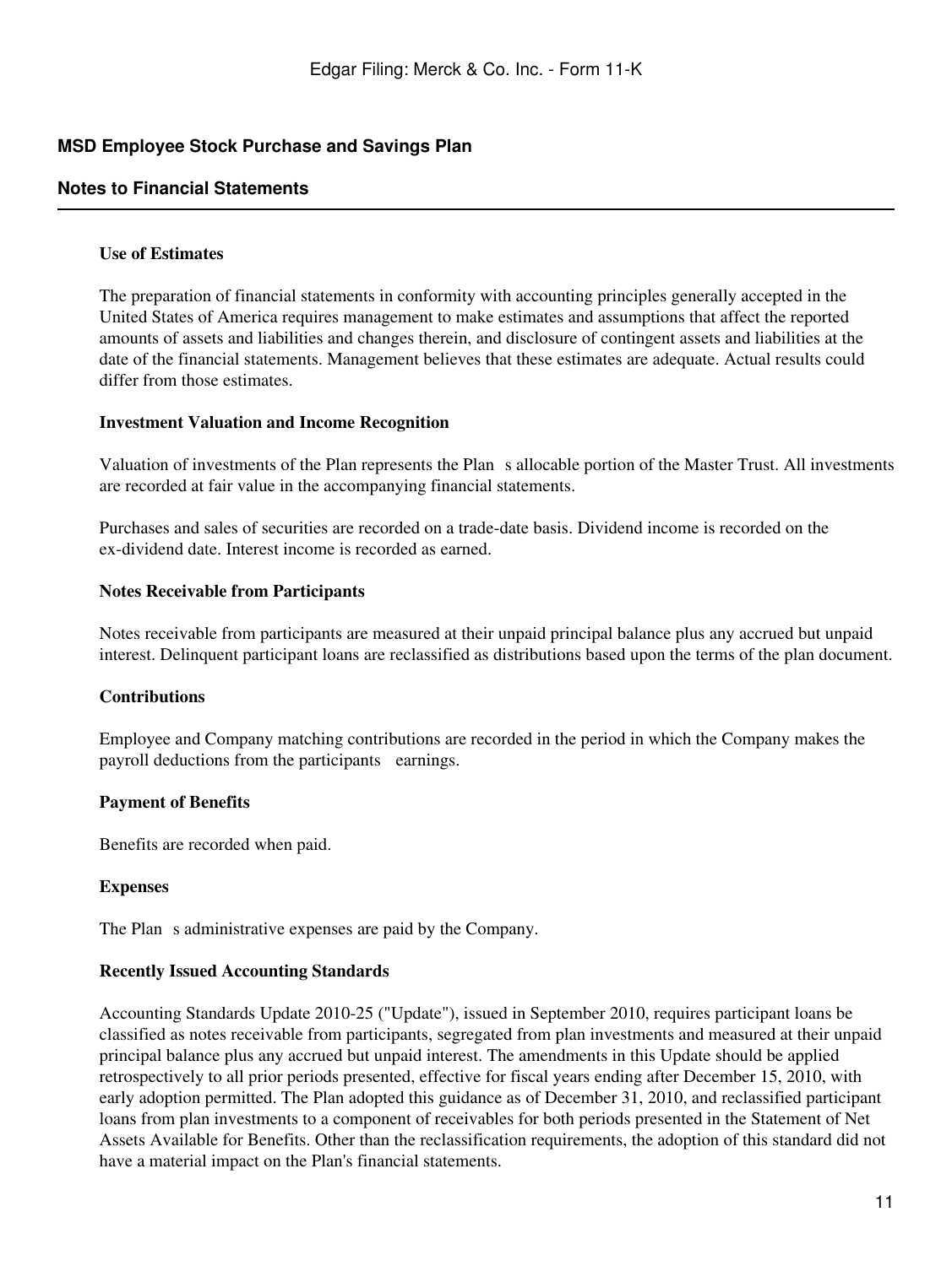## MSD Employee Stock Purchase and Savings Plan

## Notes to Financial Statements

**Use of Estimates**

The preparation of financial statements in conformity with accounting principles generally accepted in the United States of America requires management to make estimates and assumptions that affect the reported amounts of assets and liabilities and changes therein, and disclosure of contingent assets and liabilities at the date of the financial statements. Management believes that these estimates are adequate. Actual results could differ from those estimates.

**Investment Valuation and Income Recognition**

Valuation of investments of the Plan represents the Plan s allocable portion of the Master Trust. All investments are recorded at fair value in the accompanying financial statements.

Purchases and sales of securities are recorded on a trade-date basis. Dividend income is recorded on the ex-dividend date. Interest income is recorded as earned.

**Notes Receivable from Participants**

Notes receivable from participants are measured at their unpaid principal balance plus any accrued but unpaid interest. Delinquent participant loans are reclassified as distributions based upon the terms of the plan document.

**Contributions**

Employee and Company matching contributions are recorded in the period in which the Company makes the payroll deductions from the participants earnings.

**Payment of Benefits**

Benefits are recorded when paid.

**Expenses**

The Plan s administrative expenses are paid by the Company.

**Recently Issued Accounting Standards**

Accounting Standards Update 2010-25 ("Update"), issued in September 2010, requires participant loans be classified as notes receivable from participants, segregated from plan investments and measured at their unpaid principal balance plus any accrued but unpaid interest. The amendments in this Update should be applied retrospectively to all prior periods presented, effective for fiscal years ending after December 15, 2010, with early adoption permitted. The Plan adopted this guidance as of December 31, 2010, and reclassified participant loans from plan investments to a component of receivables for both periods presented in the Statement of Net Assets Available for Benefits. Other than the reclassification requirements, the adoption of this standard did not have a material impact on the Plan's financial statements.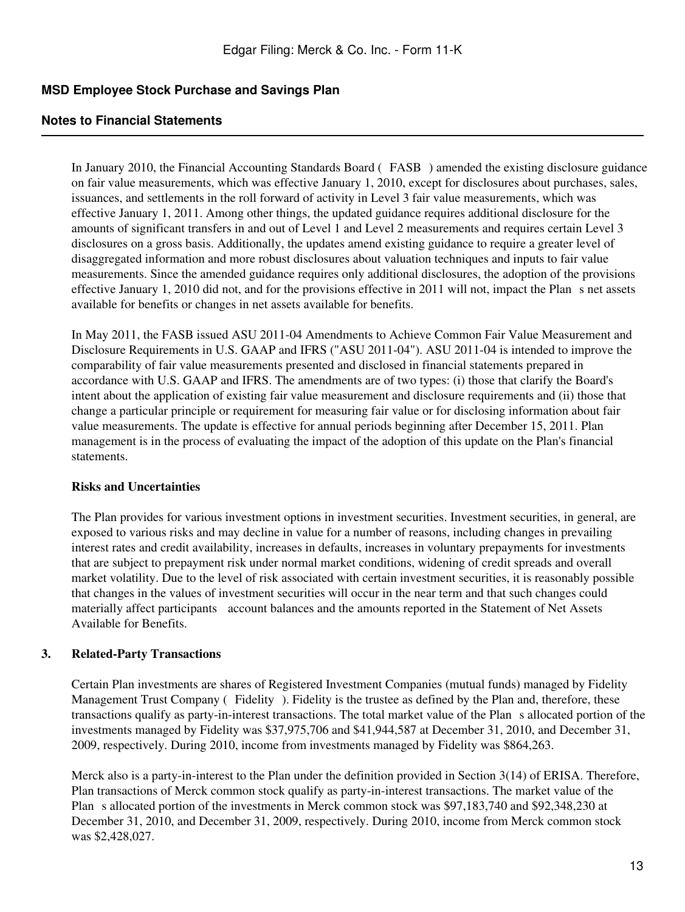## MSD Employee Stock Purchase and Savings Plan

### Notes to Financial Statements

In January 2010, the Financial Accounting Standards Board ( FASB ) amended the existing disclosure guidance on fair value measurements, which was effective January 1, 2010, except for disclosures about purchases, sales, issuances, and settlements in the roll forward of activity in Level 3 fair value measurements, which was effective January 1, 2011. Among other things, the updated guidance requires additional disclosure for the amounts of significant transfers in and out of Level 1 and Level 2 measurements and requires certain Level 3 disclosures on a gross basis. Additionally, the updates amend existing guidance to require a greater level of disaggregated information and more robust disclosures about valuation techniques and inputs to fair value measurements. Since the amended guidance requires only additional disclosures, the adoption of the provisions effective January 1, 2010 did not, and for the provisions effective in 2011 will not, impact the Plan s net assets available for benefits or changes in net assets available for benefits.

In May 2011, the FASB issued ASU 2011-04 Amendments to Achieve Common Fair Value Measurement and Disclosure Requirements in U.S. GAAP and IFRS ("ASU 2011-04"). ASU 2011-04 is intended to improve the comparability of fair value measurements presented and disclosed in financial statements prepared in accordance with U.S. GAAP and IFRS. The amendments are of two types: (i) those that clarify the Board's intent about the application of existing fair value measurement and disclosure requirements and (ii) those that change a particular principle or requirement for measuring fair value or for disclosing information about fair value measurements. The update is effective for annual periods beginning after December 15, 2011. Plan management is in the process of evaluating the impact of the adoption of this update on the Plan's financial statements.

**Risks and Uncertainties**

The Plan provides for various investment options in investment securities. Investment securities, in general, are exposed to various risks and may decline in value for a number of reasons, including changes in prevailing interest rates and credit availability, increases in defaults, increases in voluntary prepayments for investments that are subject to prepayment risk under normal market conditions, widening of credit spreads and overall market volatility. Due to the level of risk associated with certain investment securities, it is reasonably possible that changes in the values of investment securities will occur in the near term and that such changes could materially affect participants account balances and the amounts reported in the Statement of Net Assets Available for Benefits.

**3. Related-Party Transactions**

Certain Plan investments are shares of Registered Investment Companies (mutual funds) managed by Fidelity Management Trust Company ( Fidelity ). Fidelity is the trustee as defined by the Plan and, therefore, these transactions qualify as party-in-interest transactions. The total market value of the Plan s allocated portion of the investments managed by Fidelity was $37,975,706 and $41,944,587 at December 31, 2010, and December 31, 2009, respectively. During 2010, income from investments managed by Fidelity was $864,263.

Merck also is a party-in-interest to the Plan under the definition provided in Section 3(14) of ERISA. Therefore, Plan transactions of Merck common stock qualify as party-in-interest transactions. The market value of the Plan s allocated portion of the investments in Merck common stock was $97,183,740 and $92,348,230 at December 31, 2010, and December 31, 2009, respectively. During 2010, income from Merck common stock was $2,428,027.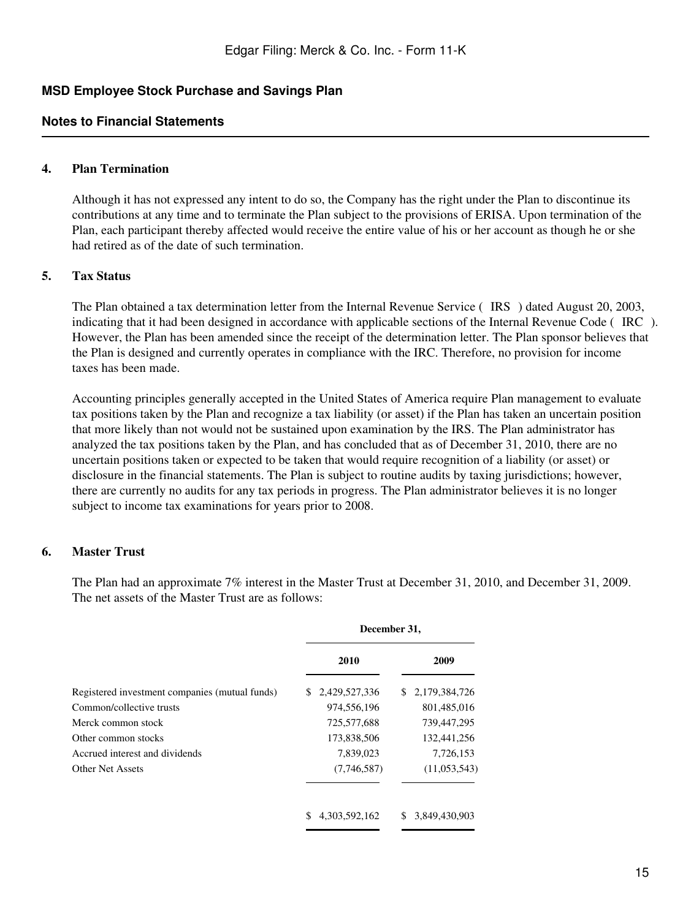**MSD Employee Stock Purchase and Savings Plan**

**Notes to Financial Statements**

**4. Plan Termination**

Although it has not expressed any intent to do so, the Company has the right under the Plan to discontinue its contributions at any time and to terminate the Plan subject to the provisions of ERISA. Upon termination of the Plan, each participant thereby affected would receive the entire value of his or her account as though he or she had retired as of the date of such termination.

**5. Tax Status**

The Plan obtained a tax determination letter from the Internal Revenue Service ( IRS ) dated August 20, 2003, indicating that it had been designed in accordance with applicable sections of the Internal Revenue Code ( IRC ). However, the Plan has been amended since the receipt of the determination letter. The Plan sponsor believes that the Plan is designed and currently operates in compliance with the IRC. Therefore, no provision for income taxes has been made.

Accounting principles generally accepted in the United States of America require Plan management to evaluate tax positions taken by the Plan and recognize a tax liability (or asset) if the Plan has taken an uncertain position that more likely than not would not be sustained upon examination by the IRS. The Plan administrator has analyzed the tax positions taken by the Plan, and has concluded that as of December 31, 2010, there are no uncertain positions taken or expected to be taken that would require recognition of a liability (or asset) or disclosure in the financial statements. The Plan is subject to routine audits by taxing jurisdictions; however, there are currently no audits for any tax periods in progress. The Plan administrator believes it is no longer subject to income tax examinations for years prior to 2008.

**6. Master Trust**

The Plan had an approximate 7% interest in the Master Trust at December 31, 2010, and December 31, 2009. The net assets of the Master Trust are as follows:

| | December 31, | |
|---|---|---|
| | 2010 | 2009 |
| Registered investment companies (mutual funds) | $ 2,429,527,336 | $ 2,179,384,726 |
| Common/collective trusts | 974,556,196 | 801,485,016 |
| Merck common stock | 725,577,688 | 739,447,295 |
| Other common stocks | 173,838,506 | 132,441,256 |
| Accrued interest and dividends | 7,839,023 | 7,726,153 |
| Other Net Assets | (7,746,587) | (11,053,543) |
| | $ 4,303,592,162 | $ 3,849,430,903 |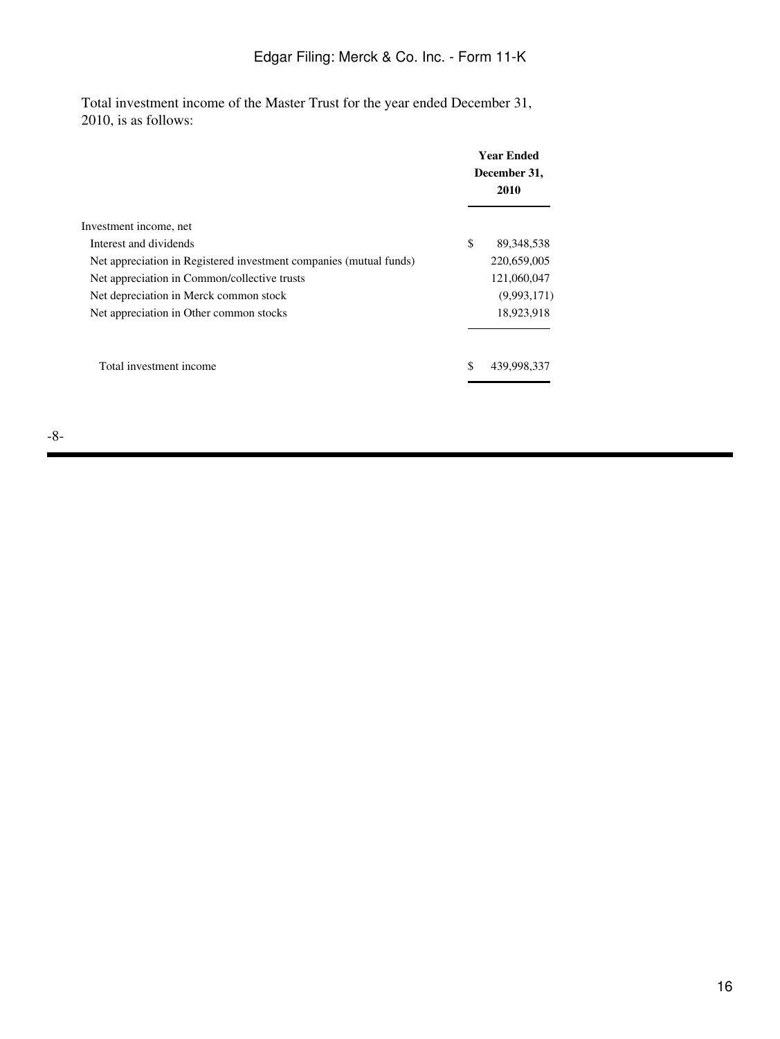Total investment income of the Master Trust for the year ended December 31, 2010, is as follows:

| | Year Ended December 31, 2010 |
|---|---|
| Investment income, net | |
| Interest and dividends | $ 89,348,538 |
| Net appreciation in Registered investment companies (mutual funds) | 220,659,005 |
| Net appreciation in Common/collective trusts | 121,060,047 |
| Net depreciation in Merck common stock | (9,993,171) |
| Net appreciation in Other common stocks | 18,923,918 |
| Total investment income | $ 439,998,337 |

-8-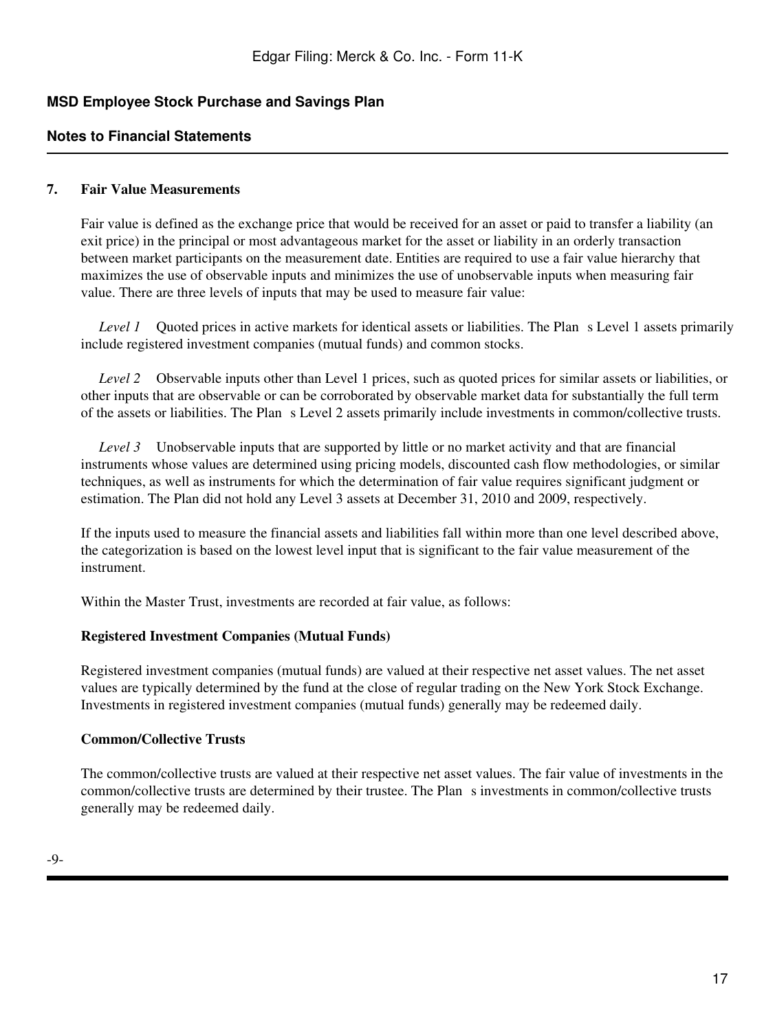**MSD Employee Stock Purchase and Savings Plan**

**Notes to Financial Statements**

**7. Fair Value Measurements**

Fair value is defined as the exchange price that would be received for an asset or paid to transfer a liability (an exit price) in the principal or most advantageous market for the asset or liability in an orderly transaction between market participants on the measurement date. Entities are required to use a fair value hierarchy that maximizes the use of observable inputs and minimizes the use of unobservable inputs when measuring fair value. There are three levels of inputs that may be used to measure fair value:

*Level 1* Quoted prices in active markets for identical assets or liabilities. The Plan s Level 1 assets primarily include registered investment companies (mutual funds) and common stocks.

*Level 2* Observable inputs other than Level 1 prices, such as quoted prices for similar assets or liabilities, or other inputs that are observable or can be corroborated by observable market data for substantially the full term of the assets or liabilities. The Plan s Level 2 assets primarily include investments in common/collective trusts.

*Level 3* Unobservable inputs that are supported by little or no market activity and that are financial instruments whose values are determined using pricing models, discounted cash flow methodologies, or similar techniques, as well as instruments for which the determination of fair value requires significant judgment or estimation. The Plan did not hold any Level 3 assets at December 31, 2010 and 2009, respectively.

If the inputs used to measure the financial assets and liabilities fall within more than one level described above, the categorization is based on the lowest level input that is significant to the fair value measurement of the instrument.

Within the Master Trust, investments are recorded at fair value, as follows:

**Registered Investment Companies (Mutual Funds)**

Registered investment companies (mutual funds) are valued at their respective net asset values. The net asset values are typically determined by the fund at the close of regular trading on the New York Stock Exchange. Investments in registered investment companies (mutual funds) generally may be redeemed daily.

**Common/Collective Trusts**

The common/collective trusts are valued at their respective net asset values. The fair value of investments in the common/collective trusts are determined by their trustee. The Plan s investments in common/collective trusts generally may be redeemed daily.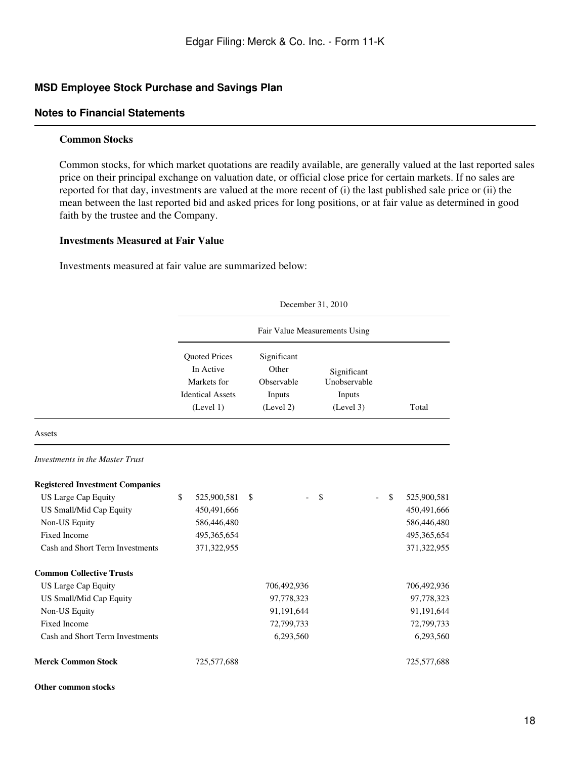## MSD Employee Stock Purchase and Savings Plan

## Notes to Financial Statements

**Common Stocks**

Common stocks, for which market quotations are readily available, are generally valued at the last reported sales price on their principal exchange on valuation date, or official close price for certain markets. If no sales are reported for that day, investments are valued at the more recent of (i) the last published sale price or (ii) the mean between the last reported bid and asked prices for long positions, or at fair value as determined in good faith by the trustee and the Company.

**Investments Measured at Fair Value**

Investments measured at fair value are summarized below:

| | December 31, 2010 | | | |
|---|---|---|---|---|
| | Fair Value Measurements Using | | | |
| | Quoted Prices In Active Markets for Identical Assets (Level 1) | Significant Other Observable Inputs (Level 2) | Significant Unobservable Inputs (Level 3) | Total |
| Assets | | | | |
| *Investments in the Master Trust* | | | | |
| **Registered Investment Companies** | | | | |
| US Large Cap Equity | $ 525,900,581 | $ - | $ - | $ 525,900,581 |
| US Small/Mid Cap Equity | 450,491,666 | | | 450,491,666 |
| Non-US Equity | 586,446,480 | | | 586,446,480 |
| Fixed Income | 495,365,654 | | | 495,365,654 |
| Cash and Short Term Investments | 371,322,955 | | | 371,322,955 |
| **Common Collective Trusts** | | | | |
| US Large Cap Equity | | 706,492,936 | | 706,492,936 |
| US Small/Mid Cap Equity | | 97,778,323 | | 97,778,323 |
| Non-US Equity | | 91,191,644 | | 91,191,644 |
| Fixed Income | | 72,799,733 | | 72,799,733 |
| Cash and Short Term Investments | | 6,293,560 | | 6,293,560 |
| **Merck Common Stock** | 725,577,688 | | | 725,577,688 |
| **Other common stocks** | | | | |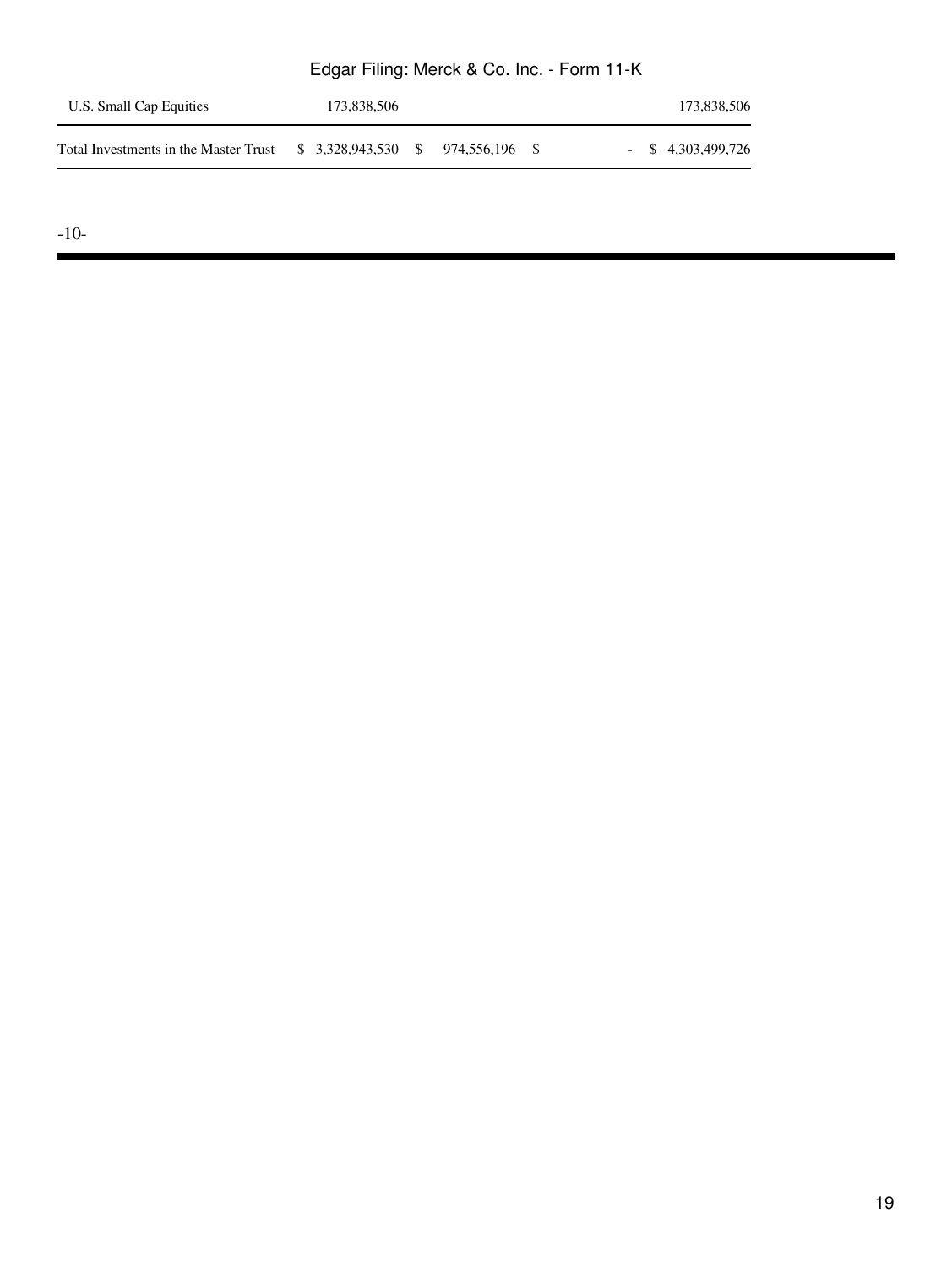| | | | | |
|---|---|---|---|---|
| U.S. Small Cap Equities | 173,838,506 | | | 173,838,506 |
| Total Investments in the Master Trust | $ 3,328,943,530 | $ 974,556,196 | $ - | $ 4,303,499,726 |

-10-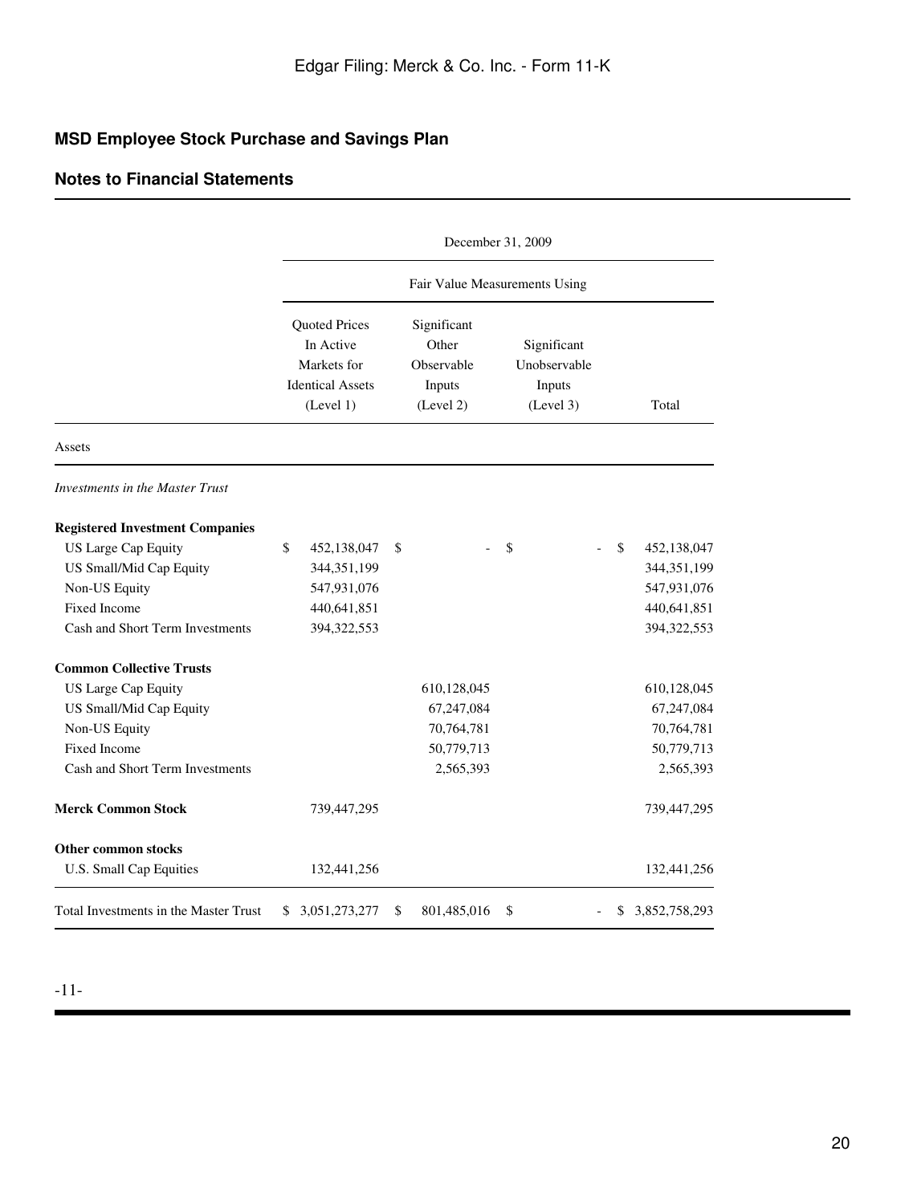## MSD Employee Stock Purchase and Savings Plan

## Notes to Financial Statements

| | December 31, 2009 | | | |
|---|---|---|---|---|
| | Fair Value Measurements Using | | | |
| | Quoted Prices In Active Markets for Identical Assets (Level 1) | Significant Other Observable Inputs (Level 2) | Significant Unobservable Inputs (Level 3) | Total |
| Assets | | | | |
| *Investments in the Master Trust* | | | | |
| **Registered Investment Companies** | | | | |
| US Large Cap Equity | $ 452,138,047 | $ - | $ - | $ 452,138,047 |
| US Small/Mid Cap Equity | 344,351,199 | | | 344,351,199 |
| Non-US Equity | 547,931,076 | | | 547,931,076 |
| Fixed Income | 440,641,851 | | | 440,641,851 |
| Cash and Short Term Investments | 394,322,553 | | | 394,322,553 |
| **Common Collective Trusts** | | | | |
| US Large Cap Equity | | 610,128,045 | | 610,128,045 |
| US Small/Mid Cap Equity | | 67,247,084 | | 67,247,084 |
| Non-US Equity | | 70,764,781 | | 70,764,781 |
| Fixed Income | | 50,779,713 | | 50,779,713 |
| Cash and Short Term Investments | | 2,565,393 | | 2,565,393 |
| **Merck Common Stock** | 739,447,295 | | | 739,447,295 |
| **Other common stocks** | | | | |
| U.S. Small Cap Equities | 132,441,256 | | | 132,441,256 |
| Total Investments in the Master Trust | $ 3,051,273,277 | $ 801,485,016 | $ - | $ 3,852,758,293 |

-11-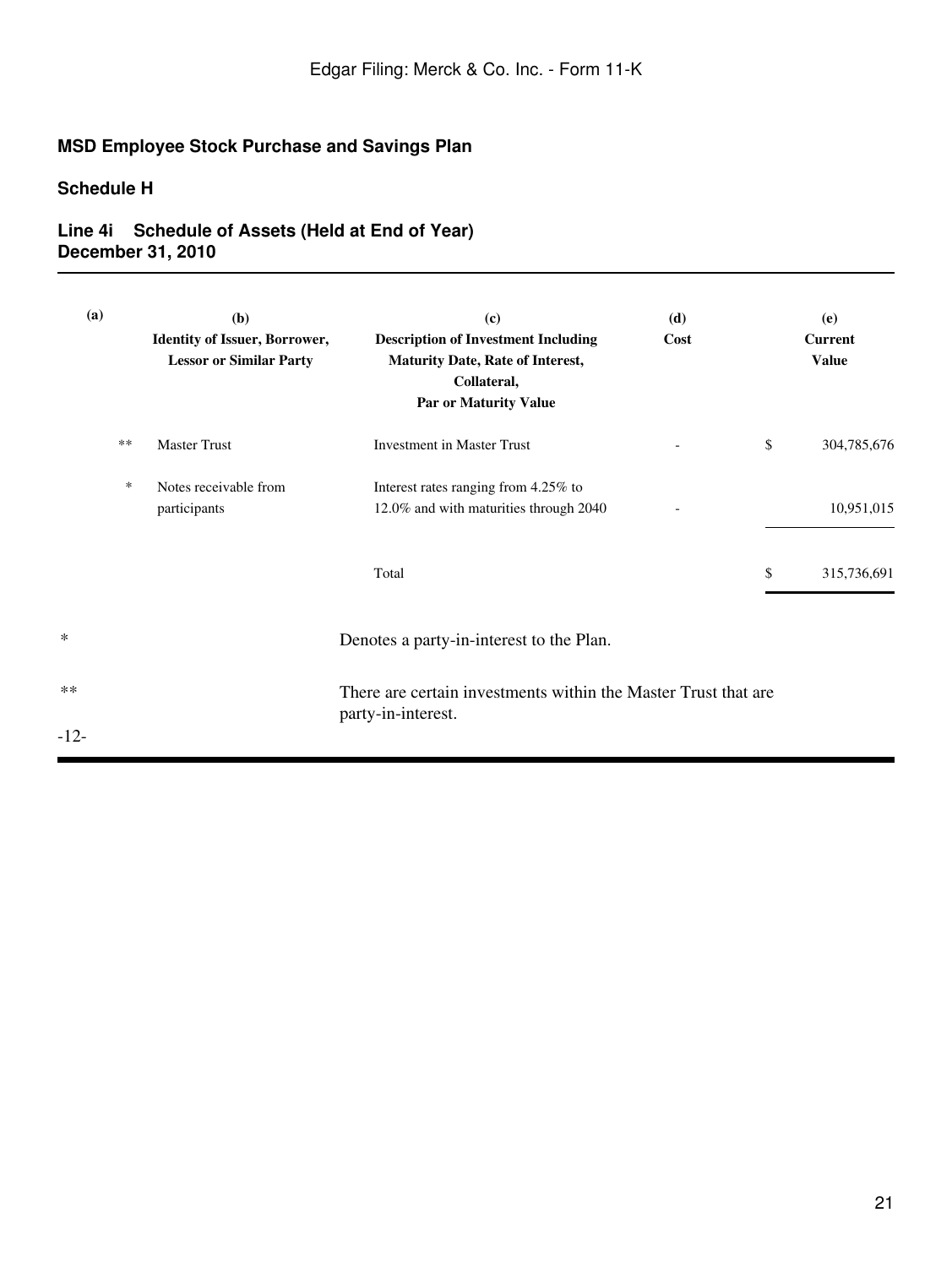**MSD Employee Stock Purchase and Savings Plan**

**Schedule H**

**Line 4i Schedule of Assets (Held at End of Year)**
**December 31, 2010**

| (a) | (b) Identity of Issuer, Borrower, Lessor or Similar Party | (c) Description of Investment Including Maturity Date, Rate of Interest, Collateral, Par or Maturity Value | (d) Cost | (e) Current Value |
|---|---|---|---|---|
| ** | Master Trust | Investment in Master Trust | - | $ 304,785,676 |
| * | Notes receivable from participants | Interest rates ranging from 4.25% to 12.0% and with maturities through 2040 | - | 10,951,015 |
| | | Total | | $ 315,736,691 |

* Denotes a party-in-interest to the Plan.

** There are certain investments within the Master Trust that are party-in-interest.

-12-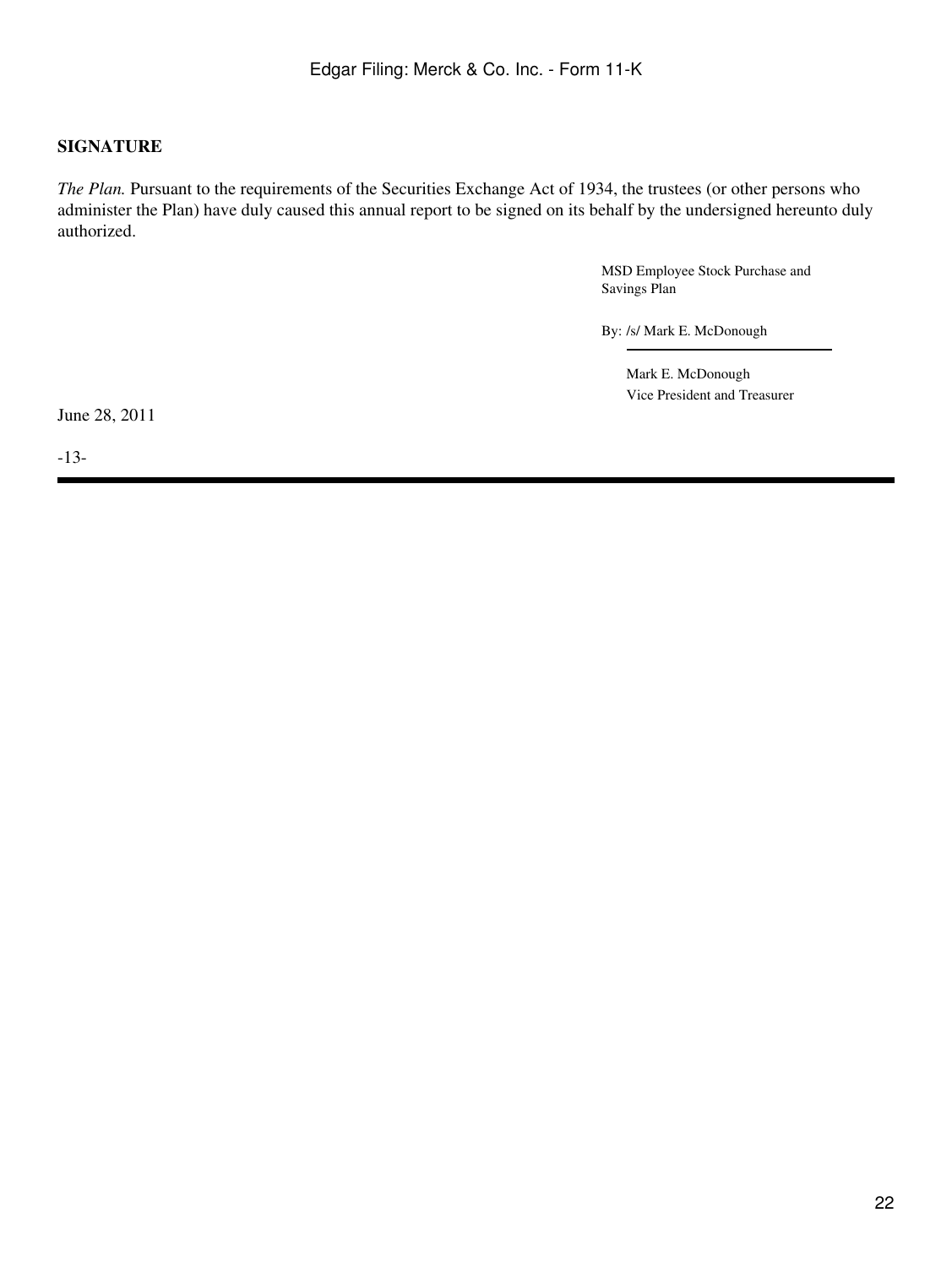**SIGNATURE**

*The Plan.* Pursuant to the requirements of the Securities Exchange Act of 1934, the trustees (or other persons who administer the Plan) have duly caused this annual report to be signed on its behalf by the undersigned hereunto duly authorized.

MSD Employee Stock Purchase and Savings Plan

By: /s/ Mark E. McDonough

Mark E. McDonough
Vice President and Treasurer

June 28, 2011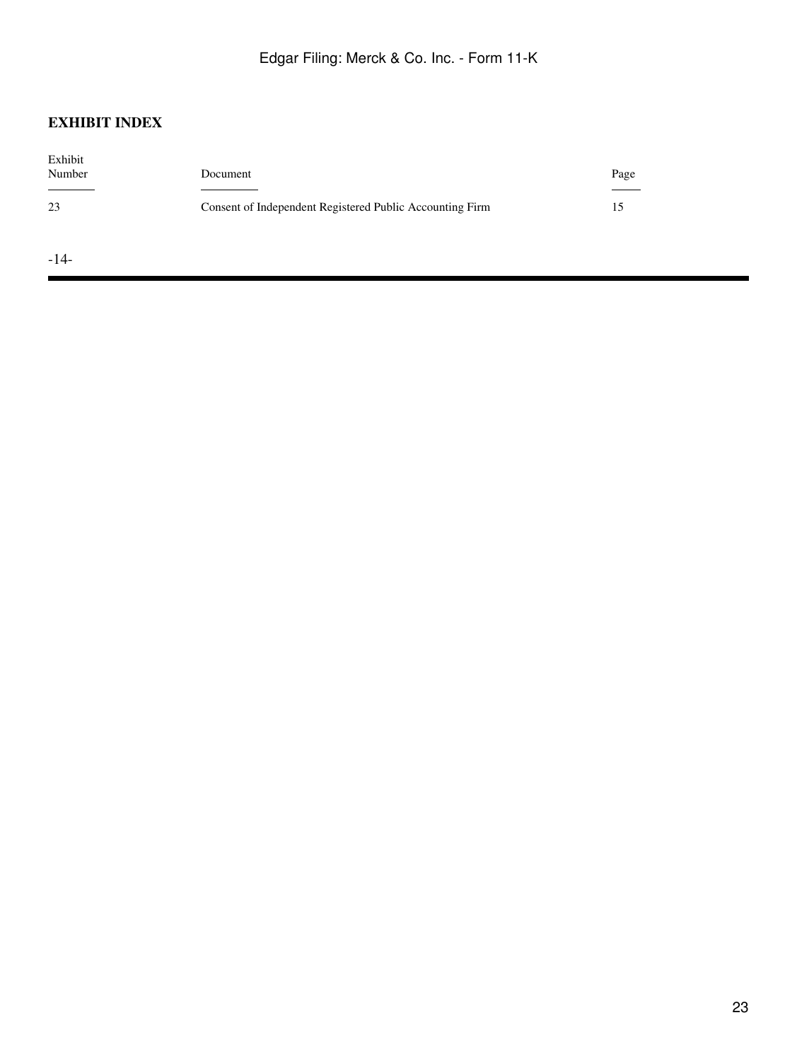## EXHIBIT INDEX

| Exhibit Number | Document | Page |
| --- | --- | --- |
| 23 | Consent of Independent Registered Public Accounting Firm | 15 |